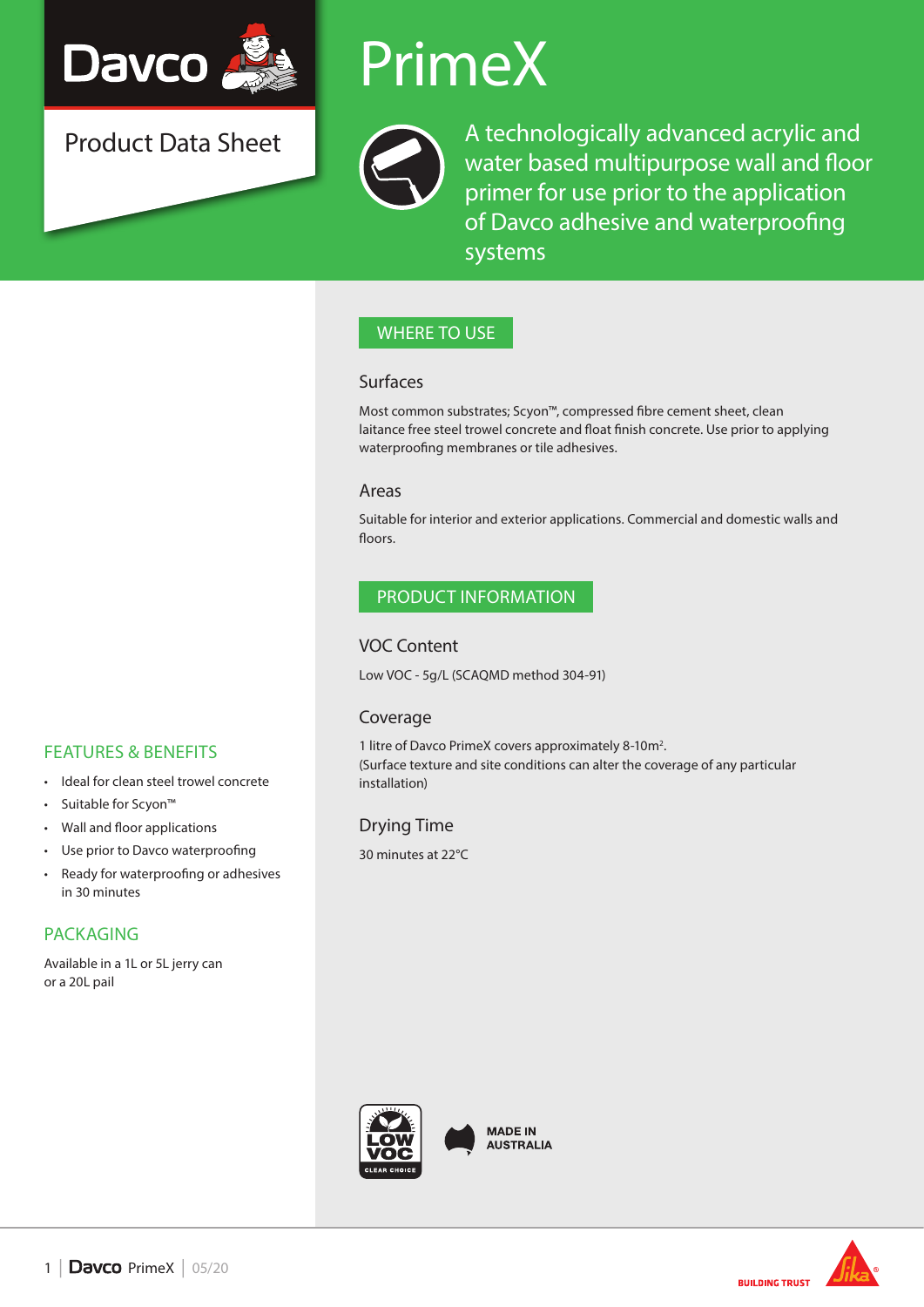# Davco

## Product Data Sheet

# PrimeX

A technologically advanced acrylic and water based multipurpose wall and floor primer for use prior to the application of Davco adhesive and waterproofing systems

## FEATURES & BENEFITS

- Ideal for clean steel trowel concrete
- Suitable for Scyon™
- Wall and floor applications
- Use prior to Davco waterproofing
- Ready for waterproofing or adhesives in 30 minutes

## PACKAGING

Available in a 1L or 5L jerry can or a 20L pail

## WHERE TO USE

### Surfaces

Most common substrates; Scyon™, compressed fibre cement sheet, clean laitance free steel trowel concrete and float finish concrete. Use prior to applying waterproofing membranes or tile adhesives.

### Areas

Suitable for interior and exterior applications. Commercial and domestic walls and floors.

## PRODUCT INFORMATION

### VOC Content

Low VOC - 5g/L (SCAQMD method 304-91)

### Coverage

1 litre of Davco PrimeX covers approximately 8-10m².
(Surface texture and site conditions can alter the coverage of any particular installation)

### Drying Time

30 minutes at 22°C

LOW VOC CLEAR CHOICE

MADE IN AUSTRALIA

BUILDING TRUST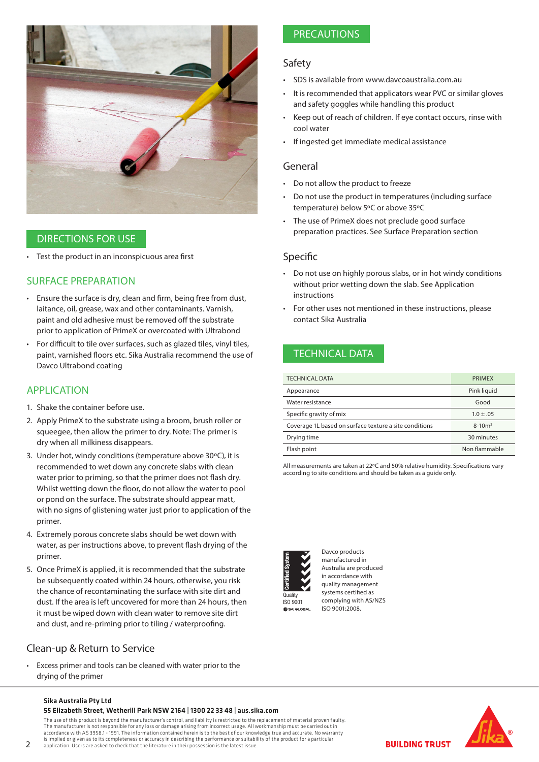## DIRECTIONS FOR USE

- Test the product in an inconspicuous area first

## SURFACE PREPARATION

- Ensure the surface is dry, clean and firm, being free from dust, laitance, oil, grease, wax and other contaminants. Varnish, paint and old adhesive must be removed off the substrate prior to application of PrimeX or overcoated with Ultrabond
- For difficult to tile over surfaces, such as glazed tiles, vinyl tiles, paint, varnished floors etc. Sika Australia recommend the use of Davco Ultrabond coating

## APPLICATION

1. Shake the container before use.
2. Apply PrimeX to the substrate using a broom, brush roller or squeegee, then allow the primer to dry. Note: The primer is dry when all milkiness disappears.
3. Under hot, windy conditions (temperature above 30ºC), it is recommended to wet down any concrete slabs with clean water prior to priming, so that the primer does not flash dry. Whilst wetting down the floor, do not allow the water to pool or pond on the surface. The substrate should appear matt, with no signs of glistening water just prior to application of the primer.
4. Extremely porous concrete slabs should be wet down with water, as per instructions above, to prevent flash drying of the primer.
5. Once PrimeX is applied, it is recommended that the substrate be subsequently coated within 24 hours, otherwise, you risk the chance of recontaminating the surface with site dirt and dust. If the area is left uncovered for more than 24 hours, then it must be wiped down with clean water to remove site dirt and dust, and re-priming prior to tiling / waterproofing.

### Clean-up & Return to Service

- Excess primer and tools can be cleaned with water prior to the drying of the primer

## PRECAUTIONS

### Safety

- SDS is available from www.davcoaustralia.com.au
- It is recommended that applicators wear PVC or similar gloves and safety goggles while handling this product
- Keep out of reach of children. If eye contact occurs, rinse with cool water
- If ingested get immediate medical assistance

### General

- Do not allow the product to freeze
- Do not use the product in temperatures (including surface temperature) below 5ºC or above 35ºC
- The use of PrimeX does not preclude good surface preparation practices. See Surface Preparation section

### Specific

- Do not use on highly porous slabs, or in hot windy conditions without prior wetting down the slab. See Application instructions
- For other uses not mentioned in these instructions, please contact Sika Australia

## TECHNICAL DATA

| TECHNICAL DATA | PRIMEX |
|---|---|
| Appearance | Pink liquid |
| Water resistance | Good |
| Specific gravity of mix | 1.0 ± .05 |
| Coverage 1L based on surface texture a site conditions | 8-10m² |
| Drying time | 30 minutes |
| Flash point | Non flammable |

All measurements are taken at 22ºC and 50% relative humidity. Specifications vary according to site conditions and should be taken as a guide only.

Certified System Quality ISO 9001 SAI GLOBAL

Davco products manufactured in Australia are produced in accordance with quality management systems certified as complying with AS/NZS ISO 9001:2008.

**Sika Australia Pty Ltd**
**55 Elizabeth Street, Wetherill Park NSW 2164 | 1300 22 33 48 | aus.sika.com**

The use of this product is beyond the manufacturer's control, and liability is restricted to the replacement of material proven faulty. The manufacturer is not responsible for any loss or damage arising from incorrect usage. All workmanship must be carried out in accordance with AS 3958.1 - 1991. The information contained herein is to the best of our knowledge true and accurate. No warranty is implied or given as to its completeness or accuracy in describing the performance or suitability of the product for a particular application. Users are asked to check that the literature in their possession is the latest issue.

BUILDING TRUST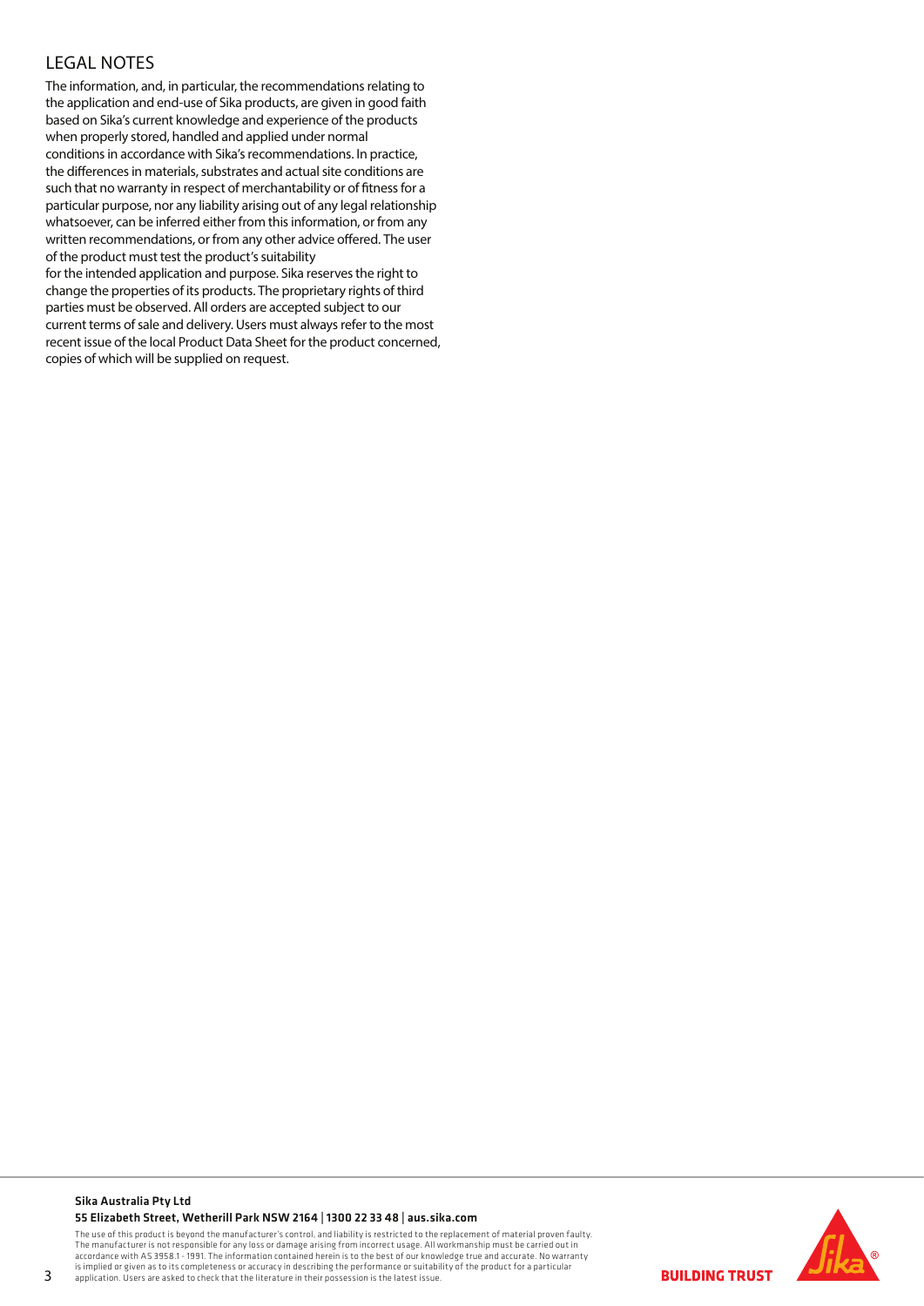## LEGAL NOTES

The information, and, in particular, the recommendations relating to the application and end-use of Sika products, are given in good faith based on Sika's current knowledge and experience of the products when properly stored, handled and applied under normal conditions in accordance with Sika's recommendations. In practice, the differences in materials, substrates and actual site conditions are such that no warranty in respect of merchantability or of fitness for a particular purpose, nor any liability arising out of any legal relationship whatsoever, can be inferred either from this information, or from any written recommendations, or from any other advice offered. The user of the product must test the product's suitability for the intended application and purpose. Sika reserves the right to change the properties of its products. The proprietary rights of third parties must be observed. All orders are accepted subject to our current terms of sale and delivery. Users must always refer to the most recent issue of the local Product Data Sheet for the product concerned, copies of which will be supplied on request.

**Sika Australia Pty Ltd**

**55 Elizabeth Street, Wetherill Park NSW 2164 | 1300 22 33 48 | aus.sika.com**

The use of this product is beyond the manufacturer's control, and liability is restricted to the replacement of material proven faulty. The manufacturer is not responsible for any loss or damage arising from incorrect usage. All workmanship must be carried out in accordance with AS 3958.1 - 1991. The information contained herein is to the best of our knowledge true and accurate. No warranty is implied or given as to its completeness or accuracy in describing the performance or suitability of the product for a particular application. Users are asked to check that the literature in their possession is the latest issue.

**BUILDING TRUST**